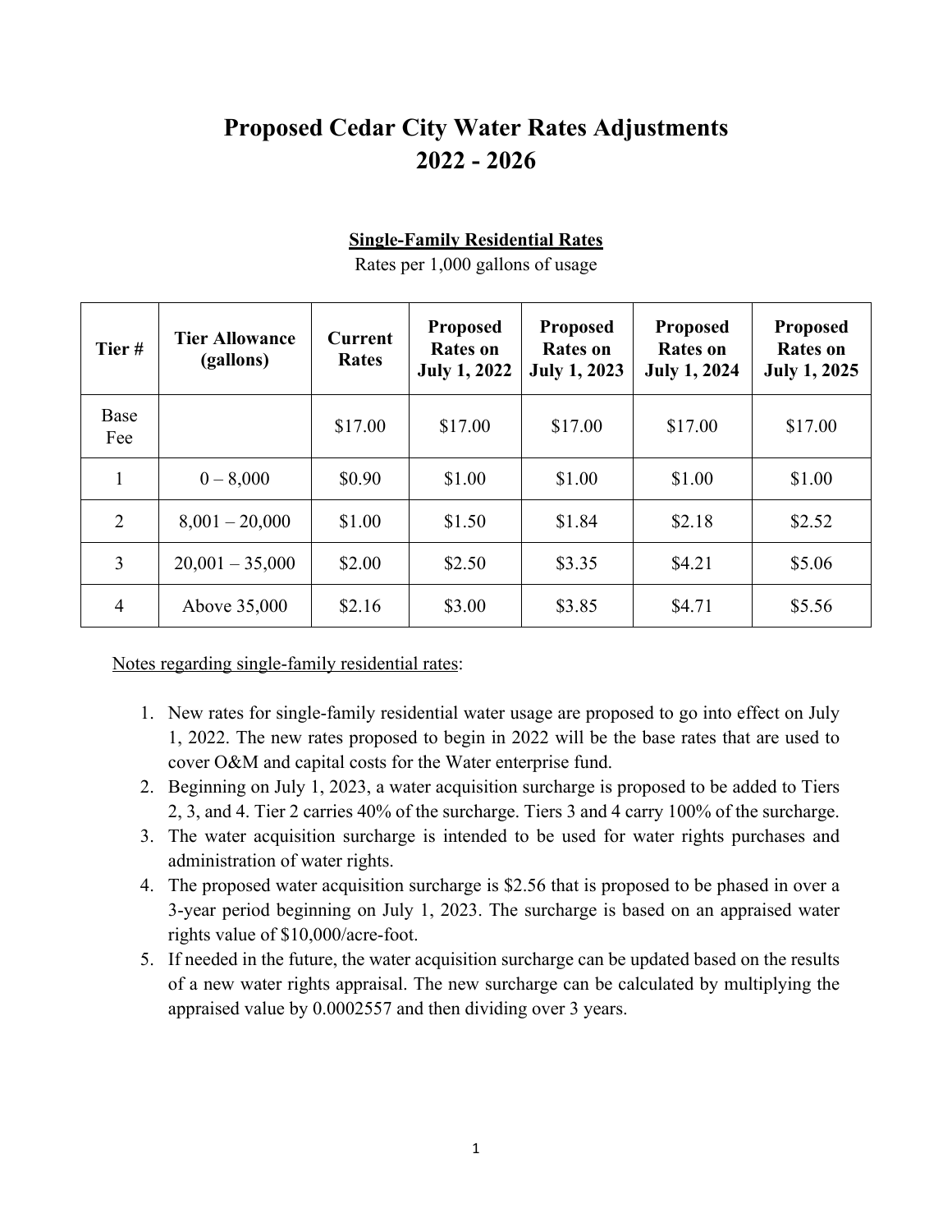# Proposed Cedar City Water Rates Adjustments 2022 - 2026

## Single-Family Residential Rates

Rates per 1,000 gallons of usage

| Tier # | Tier Allowance (gallons) | Current Rates | Proposed Rates on July 1, 2022 | Proposed Rates on July 1, 2023 | Proposed Rates on July 1, 2024 | Proposed Rates on July 1, 2025 |
|---|---|---|---|---|---|---|
| Base Fee | | $17.00 | $17.00 | $17.00 | $17.00 | $17.00 |
| 1 | 0 – 8,000 | $0.90 | $1.00 | $1.00 | $1.00 | $1.00 |
| 2 | 8,001 – 20,000 | $1.00 | $1.50 | $1.84 | $2.18 | $2.52 |
| 3 | 20,001 – 35,000 | $2.00 | $2.50 | $3.35 | $4.21 | $5.06 |
| 4 | Above 35,000 | $2.16 | $3.00 | $3.85 | $4.71 | $5.56 |

Notes regarding single-family residential rates:

1. New rates for single-family residential water usage are proposed to go into effect on July 1, 2022. The new rates proposed to begin in 2022 will be the base rates that are used to cover O&M and capital costs for the Water enterprise fund.
2. Beginning on July 1, 2023, a water acquisition surcharge is proposed to be added to Tiers 2, 3, and 4. Tier 2 carries 40% of the surcharge. Tiers 3 and 4 carry 100% of the surcharge.
3. The water acquisition surcharge is intended to be used for water rights purchases and administration of water rights.
4. The proposed water acquisition surcharge is $2.56 that is proposed to be phased in over a 3-year period beginning on July 1, 2023. The surcharge is based on an appraised water rights value of $10,000/acre-foot.
5. If needed in the future, the water acquisition surcharge can be updated based on the results of a new water rights appraisal. The new surcharge can be calculated by multiplying the appraised value by 0.0002557 and then dividing over 3 years.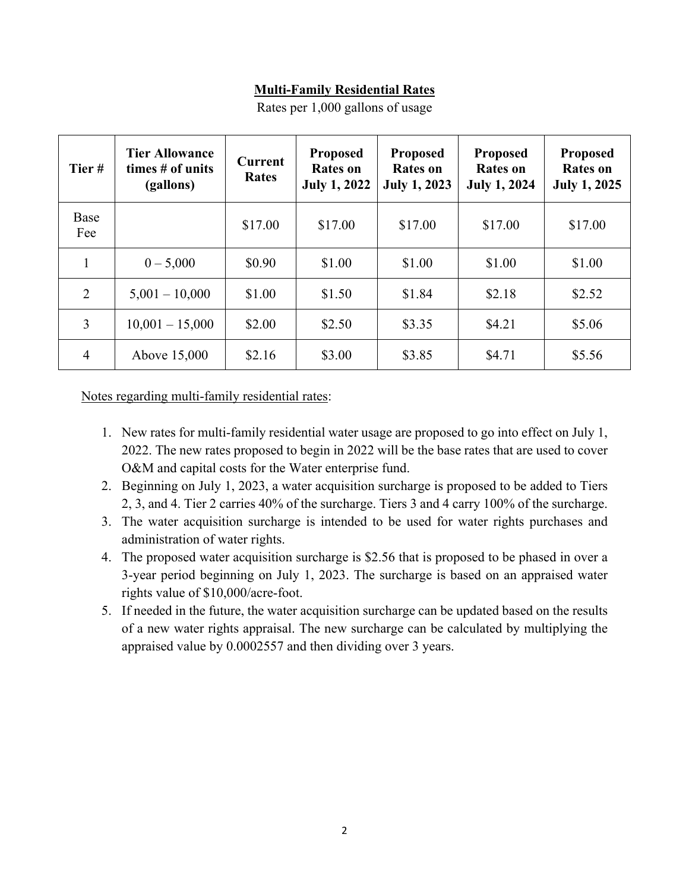**Multi-Family Residential Rates**

Rates per 1,000 gallons of usage

| Tier # | Tier Allowance times # of units (gallons) | Current Rates | Proposed Rates on July 1, 2022 | Proposed Rates on July 1, 2023 | Proposed Rates on July 1, 2024 | Proposed Rates on July 1, 2025 |
|---|---|---|---|---|---|---|
| Base Fee | | $17.00 | $17.00 | $17.00 | $17.00 | $17.00 |
| 1 | 0 – 5,000 | $0.90 | $1.00 | $1.00 | $1.00 | $1.00 |
| 2 | 5,001 – 10,000 | $1.00 | $1.50 | $1.84 | $2.18 | $2.52 |
| 3 | 10,001 – 15,000 | $2.00 | $2.50 | $3.35 | $4.21 | $5.06 |
| 4 | Above 15,000 | $2.16 | $3.00 | $3.85 | $4.71 | $5.56 |

Notes regarding multi-family residential rates:

1. New rates for multi-family residential water usage are proposed to go into effect on July 1, 2022. The new rates proposed to begin in 2022 will be the base rates that are used to cover O&M and capital costs for the Water enterprise fund.
2. Beginning on July 1, 2023, a water acquisition surcharge is proposed to be added to Tiers 2, 3, and 4. Tier 2 carries 40% of the surcharge. Tiers 3 and 4 carry 100% of the surcharge.
3. The water acquisition surcharge is intended to be used for water rights purchases and administration of water rights.
4. The proposed water acquisition surcharge is $2.56 that is proposed to be phased in over a 3-year period beginning on July 1, 2023. The surcharge is based on an appraised water rights value of $10,000/acre-foot.
5. If needed in the future, the water acquisition surcharge can be updated based on the results of a new water rights appraisal. The new surcharge can be calculated by multiplying the appraised value by 0.0002557 and then dividing over 3 years.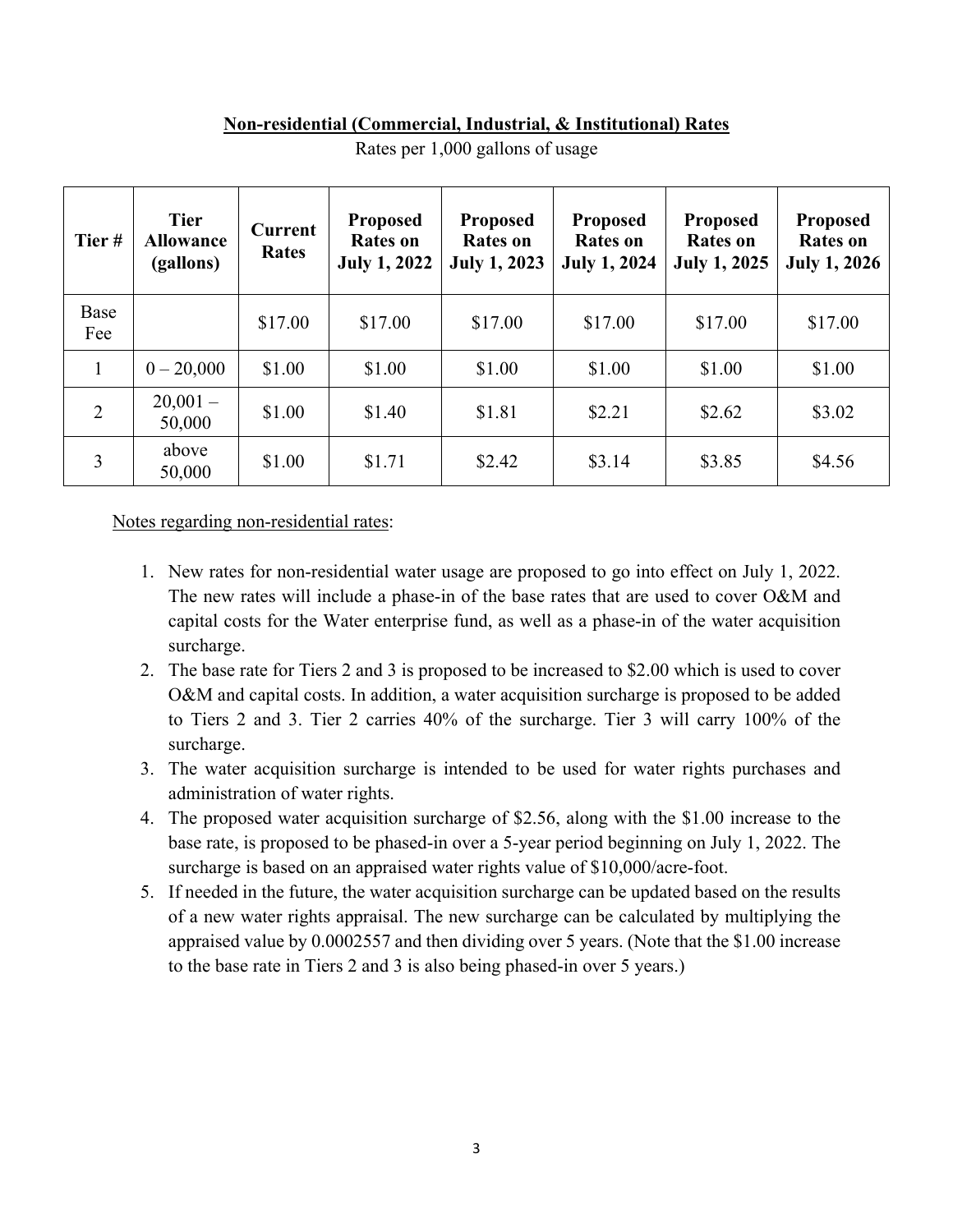## Non-residential (Commercial, Industrial, & Institutional) Rates

Rates per 1,000 gallons of usage

| Tier # | Tier Allowance (gallons) | Current Rates | Proposed Rates on July 1, 2022 | Proposed Rates on July 1, 2023 | Proposed Rates on July 1, 2024 | Proposed Rates on July 1, 2025 | Proposed Rates on July 1, 2026 |
|---|---|---|---|---|---|---|---|
| Base Fee | | $17.00 | $17.00 | $17.00 | $17.00 | $17.00 | $17.00 |
| 1 | 0 – 20,000 | $1.00 | $1.00 | $1.00 | $1.00 | $1.00 | $1.00 |
| 2 | 20,001 – 50,000 | $1.00 | $1.40 | $1.81 | $2.21 | $2.62 | $3.02 |
| 3 | above 50,000 | $1.00 | $1.71 | $2.42 | $3.14 | $3.85 | $4.56 |

Notes regarding non-residential rates:

1. New rates for non-residential water usage are proposed to go into effect on July 1, 2022. The new rates will include a phase-in of the base rates that are used to cover O&M and capital costs for the Water enterprise fund, as well as a phase-in of the water acquisition surcharge.
2. The base rate for Tiers 2 and 3 is proposed to be increased to $2.00 which is used to cover O&M and capital costs. In addition, a water acquisition surcharge is proposed to be added to Tiers 2 and 3. Tier 2 carries 40% of the surcharge. Tier 3 will carry 100% of the surcharge.
3. The water acquisition surcharge is intended to be used for water rights purchases and administration of water rights.
4. The proposed water acquisition surcharge of $2.56, along with the $1.00 increase to the base rate, is proposed to be phased-in over a 5-year period beginning on July 1, 2022. The surcharge is based on an appraised water rights value of $10,000/acre-foot.
5. If needed in the future, the water acquisition surcharge can be updated based on the results of a new water rights appraisal. The new surcharge can be calculated by multiplying the appraised value by 0.0002557 and then dividing over 5 years. (Note that the $1.00 increase to the base rate in Tiers 2 and 3 is also being phased-in over 5 years.)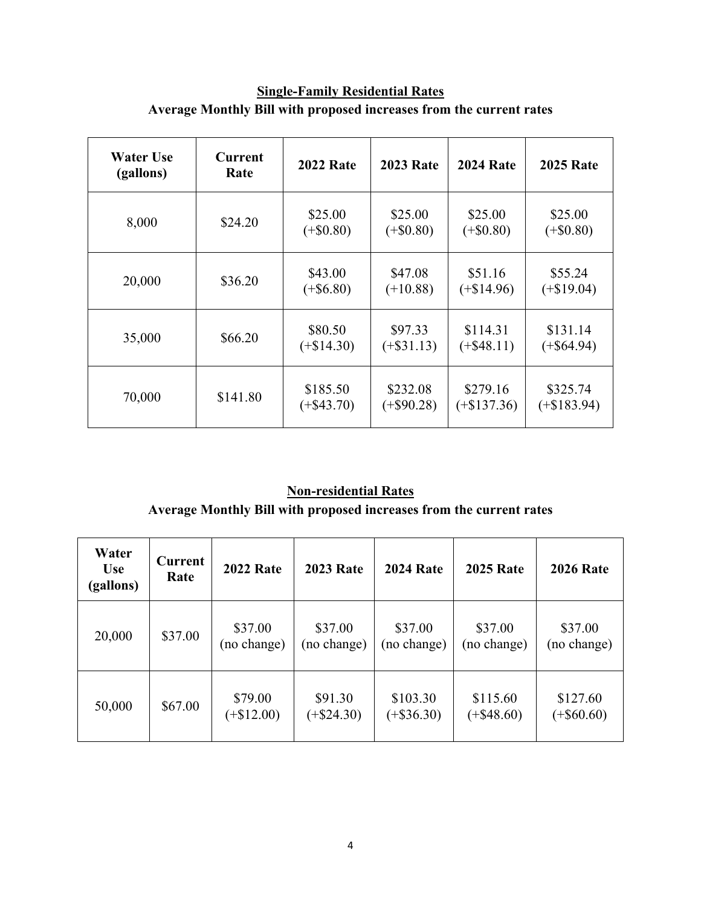**Single-Family Residential Rates**

**Average Monthly Bill with proposed increases from the current rates**

| Water Use (gallons) | Current Rate | 2022 Rate | 2023 Rate | 2024 Rate | 2025 Rate |
|---|---|---|---|---|---|
| 8,000 | $24.20 | $25.00 (+$0.80) | $25.00 (+$0.80) | $25.00 (+$0.80) | $25.00 (+$0.80) |
| 20,000 | $36.20 | $43.00 (+$6.80) | $47.08 (+10.88) | $51.16 (+$14.96) | $55.24 (+$19.04) |
| 35,000 | $66.20 | $80.50 (+$14.30) | $97.33 (+$31.13) | $114.31 (+$48.11) | $131.14 (+$64.94) |
| 70,000 | $141.80 | $185.50 (+$43.70) | $232.08 (+$90.28) | $279.16 (+$137.36) | $325.74 (+$183.94) |

**Non-residential Rates**

**Average Monthly Bill with proposed increases from the current rates**

| Water Use (gallons) | Current Rate | 2022 Rate | 2023 Rate | 2024 Rate | 2025 Rate | 2026 Rate |
|---|---|---|---|---|---|---|
| 20,000 | $37.00 | $37.00 (no change) | $37.00 (no change) | $37.00 (no change) | $37.00 (no change) | $37.00 (no change) |
| 50,000 | $67.00 | $79.00 (+$12.00) | $91.30 (+$24.30) | $103.30 (+$36.30) | $115.60 (+$48.60) | $127.60 (+$60.60) |